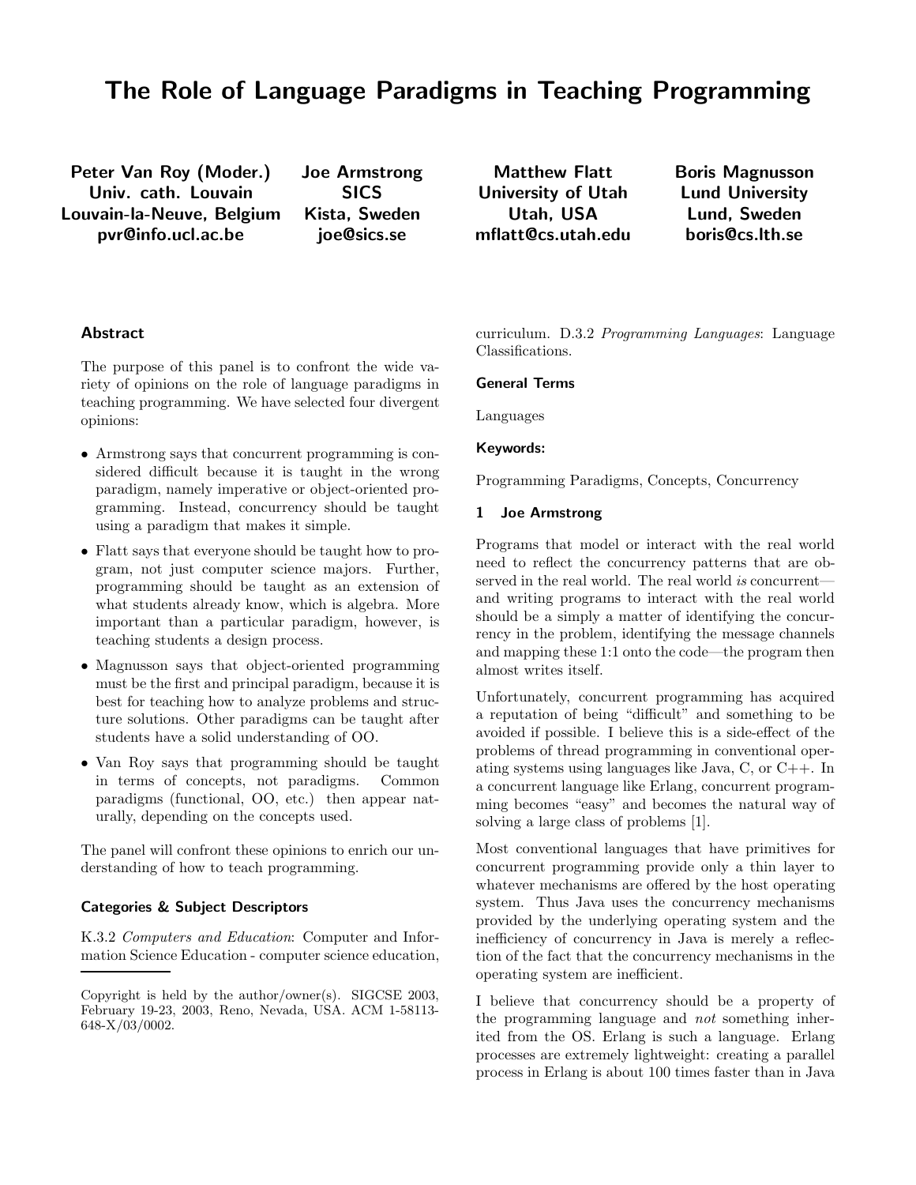# The Role of Language Paradigms in Teaching Programming

**Peter Van Roy (Moder.)**
**Univ. cath. Louvain**
**Louvain-la-Neuve, Belgium**
**pvr@info.ucl.ac.be**

**Joe Armstrong**
**SICS**
**Kista, Sweden**
**joe@sics.se**

**Matthew Flatt**
**University of Utah**
**Utah, USA**
**mflatt@cs.utah.edu**

**Boris Magnusson**
**Lund University**
**Lund, Sweden**
**boris@cs.lth.se**

### Abstract

The purpose of this panel is to confront the wide variety of opinions on the role of language paradigms in teaching programming. We have selected four divergent opinions:

- Armstrong says that concurrent programming is considered difficult because it is taught in the wrong paradigm, namely imperative or object-oriented programming. Instead, concurrency should be taught using a paradigm that makes it simple.
- Flatt says that everyone should be taught how to program, not just computer science majors. Further, programming should be taught as an extension of what students already know, which is algebra. More important than a particular paradigm, however, is teaching students a design process.
- Magnusson says that object-oriented programming must be the first and principal paradigm, because it is best for teaching how to analyze problems and structure solutions. Other paradigms can be taught after students have a solid understanding of OO.
- Van Roy says that programming should be taught in terms of concepts, not paradigms. Common paradigms (functional, OO, etc.) then appear naturally, depending on the concepts used.

The panel will confront these opinions to enrich our understanding of how to teach programming.

### Categories & Subject Descriptors

K.3.2 *Computers and Education*: Computer and Information Science Education - computer science education, curriculum. D.3.2 *Programming Languages*: Language Classifications.

### General Terms

Languages

### Keywords:

Programming Paradigms, Concepts, Concurrency

Copyright is held by the author/owner(s). SIGCSE 2003, February 19-23, 2003, Reno, Nevada, USA. ACM 1-58113-648-X/03/0002.

## 1 Joe Armstrong

Programs that model or interact with the real world need to reflect the concurrency patterns that are observed in the real world. The real world *is* concurrent—and writing programs to interact with the real world should be a simply a matter of identifying the concurrency in the problem, identifying the message channels and mapping these 1:1 onto the code—the program then almost writes itself.

Unfortunately, concurrent programming has acquired a reputation of being "difficult" and something to be avoided if possible. I believe this is a side-effect of the problems of thread programming in conventional operating systems using languages like Java, C, or C++. In a concurrent language like Erlang, concurrent programming becomes "easy" and becomes the natural way of solving a large class of problems [1].

Most conventional languages that have primitives for concurrent programming provide only a thin layer to whatever mechanisms are offered by the host operating system. Thus Java uses the concurrency mechanisms provided by the underlying operating system and the inefficiency of concurrency in Java is merely a reflection of the fact that the concurrency mechanisms in the operating system are inefficient.

I believe that concurrency should be a property of the programming language and *not* something inherited from the OS. Erlang is such a language. Erlang processes are extremely lightweight: creating a parallel process in Erlang is about 100 times faster than in Java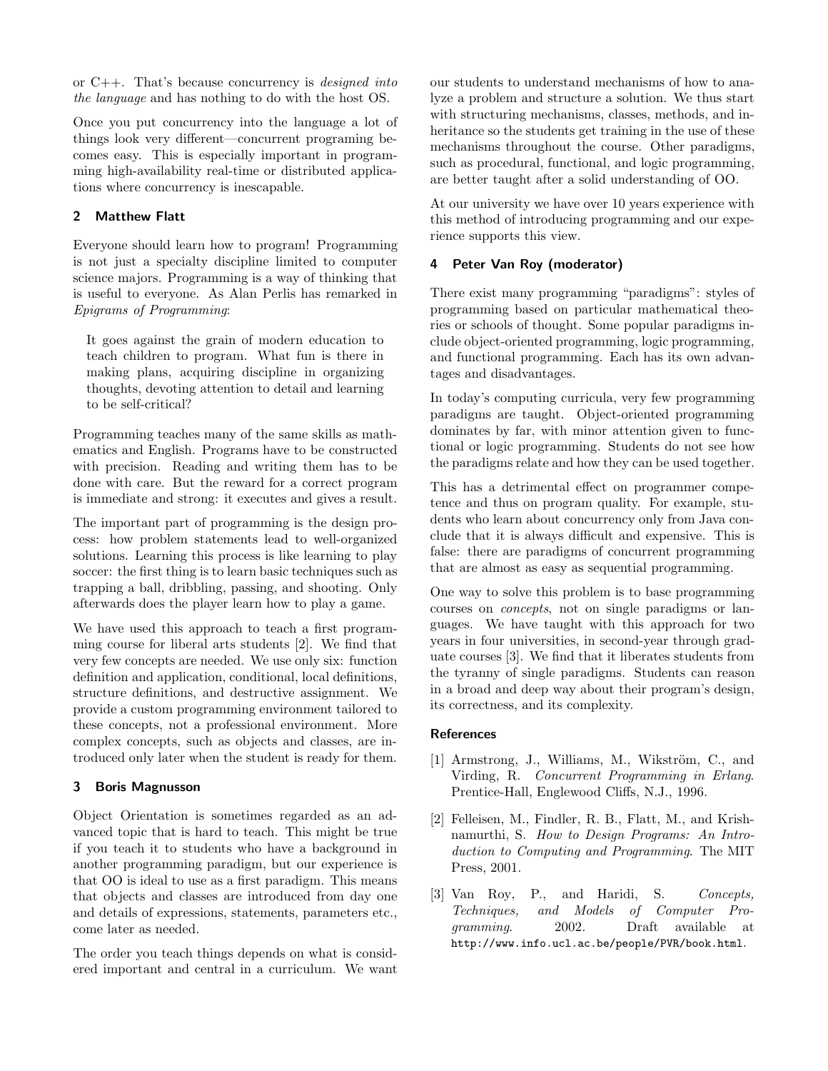or C++. That's because concurrency is *designed into the language* and has nothing to do with the host OS.

Once you put concurrency into the language a lot of things look very different—concurrent programing becomes easy. This is especially important in programming high-availability real-time or distributed applications where concurrency is inescapable.

## 2 Matthew Flatt

Everyone should learn how to program! Programming is not just a specialty discipline limited to computer science majors. Programming is a way of thinking that is useful to everyone. As Alan Perlis has remarked in *Epigrams of Programming*:

> It goes against the grain of modern education to teach children to program. What fun is there in making plans, acquiring discipline in organizing thoughts, devoting attention to detail and learning to be self-critical?

Programming teaches many of the same skills as mathematics and English. Programs have to be constructed with precision. Reading and writing them has to be done with care. But the reward for a correct program is immediate and strong: it executes and gives a result.

The important part of programming is the design process: how problem statements lead to well-organized solutions. Learning this process is like learning to play soccer: the first thing is to learn basic techniques such as trapping a ball, dribbling, passing, and shooting. Only afterwards does the player learn how to play a game.

We have used this approach to teach a first programming course for liberal arts students [2]. We find that very few concepts are needed. We use only six: function definition and application, conditional, local definitions, structure definitions, and destructive assignment. We provide a custom programming environment tailored to these concepts, not a professional environment. More complex concepts, such as objects and classes, are introduced only later when the student is ready for them.

## 3 Boris Magnusson

Object Orientation is sometimes regarded as an advanced topic that is hard to teach. This might be true if you teach it to students who have a background in another programming paradigm, but our experience is that OO is ideal to use as a first paradigm. This means that objects and classes are introduced from day one and details of expressions, statements, parameters etc., come later as needed.

The order you teach things depends on what is considered important and central in a curriculum. We want our students to understand mechanisms of how to analyze a problem and structure a solution. We thus start with structuring mechanisms, classes, methods, and inheritance so the students get training in the use of these mechanisms throughout the course. Other paradigms, such as procedural, functional, and logic programming, are better taught after a solid understanding of OO.

At our university we have over 10 years experience with this method of introducing programming and our experience supports this view.

## 4 Peter Van Roy (moderator)

There exist many programming "paradigms": styles of programming based on particular mathematical theories or schools of thought. Some popular paradigms include object-oriented programming, logic programming, and functional programming. Each has its own advantages and disadvantages.

In today's computing curricula, very few programming paradigms are taught. Object-oriented programming dominates by far, with minor attention given to functional or logic programming. Students do not see how the paradigms relate and how they can be used together.

This has a detrimental effect on programmer competence and thus on program quality. For example, students who learn about concurrency only from Java conclude that it is always difficult and expensive. This is false: there are paradigms of concurrent programming that are almost as easy as sequential programming.

One way to solve this problem is to base programming courses on *concepts*, not on single paradigms or languages. We have taught with this approach for two years in four universities, in second-year through graduate courses [3]. We find that it liberates students from the tyranny of single paradigms. Students can reason in a broad and deep way about their program's design, its correctness, and its complexity.

## References

[1] Armstrong, J., Williams, M., Wikström, C., and Virding, R. *Concurrent Programming in Erlang*. Prentice-Hall, Englewood Cliffs, N.J., 1996.

[2] Felleisen, M., Findler, R. B., Flatt, M., and Krishnamurthi, S. *How to Design Programs: An Introduction to Computing and Programming*. The MIT Press, 2001.

[3] Van Roy, P., and Haridi, S. *Concepts, Techniques, and Models of Computer Programming*. 2002. Draft available at http://www.info.ucl.ac.be/people/PVR/book.html.